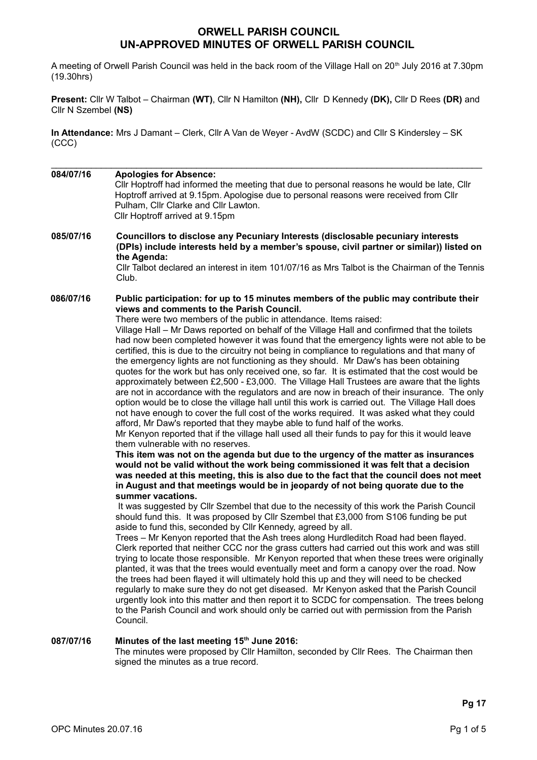# ORWELL PARISH COUNCIL
# UN-APPROVED MINUTES OF ORWELL PARISH COUNCIL

A meeting of Orwell Parish Council was held in the back room of the Village Hall on 20th July 2016 at 7.30pm (19.30hrs)

**Present:** Cllr W Talbot – Chairman **(WT)**, Cllr N Hamilton **(NH),** Cllr D Kennedy **(DK),** Cllr D Rees **(DR)** and Cllr N Szembel **(NS)**

**In Attendance:** Mrs J Damant – Clerk, Cllr A Van de Weyer - AvdW (SCDC) and Cllr S Kindersley – SK (CCC)

---

**084/07/16 Apologies for Absence:**

Cllr Hoptroff had informed the meeting that due to personal reasons he would be late, Cllr Hoptroff arrived at 9.15pm. Apologise due to personal reasons were received from Cllr Pulham, Cllr Clarke and Cllr Lawton.
Cllr Hoptroff arrived at 9.15pm

**085/07/16 Councillors to disclose any Pecuniary Interests (disclosable pecuniary interests (DPIs) include interests held by a member's spouse, civil partner or similar)) listed on the Agenda:**

Cllr Talbot declared an interest in item 101/07/16 as Mrs Talbot is the Chairman of the Tennis Club.

**086/07/16 Public participation: for up to 15 minutes members of the public may contribute their views and comments to the Parish Council.**

There were two members of the public in attendance. Items raised:

Village Hall – Mr Daws reported on behalf of the Village Hall and confirmed that the toilets had now been completed however it was found that the emergency lights were not able to be certified, this is due to the circuitry not being in compliance to regulations and that many of the emergency lights are not functioning as they should. Mr Daw's has been obtaining quotes for the work but has only received one, so far. It is estimated that the cost would be approximately between £2,500 - £3,000. The Village Hall Trustees are aware that the lights are not in accordance with the regulators and are now in breach of their insurance. The only option would be to close the village hall until this work is carried out. The Village Hall does not have enough to cover the full cost of the works required. It was asked what they could afford, Mr Daw's reported that they maybe able to fund half of the works.

Mr Kenyon reported that if the village hall used all their funds to pay for this it would leave them vulnerable with no reserves.

**This item was not on the agenda but due to the urgency of the matter as insurances would not be valid without the work being commissioned it was felt that a decision was needed at this meeting, this is also due to the fact that the council does not meet in August and that meetings would be in jeopardy of not being quorate due to the summer vacations.**

It was suggested by Cllr Szembel that due to the necessity of this work the Parish Council should fund this. It was proposed by Cllr Szembel that £3,000 from S106 funding be put aside to fund this, seconded by Cllr Kennedy, agreed by all.

Trees – Mr Kenyon reported that the Ash trees along Hurdleditch Road had been flayed. Clerk reported that neither CCC nor the grass cutters had carried out this work and was still trying to locate those responsible. Mr Kenyon reported that when these trees were originally planted, it was that the trees would eventually meet and form a canopy over the road. Now the trees had been flayed it will ultimately hold this up and they will need to be checked regularly to make sure they do not get diseased. Mr Kenyon asked that the Parish Council urgently look into this matter and then report it to SCDC for compensation. The trees belong to the Parish Council and work should only be carried out with permission from the Parish Council.

**087/07/16 Minutes of the last meeting 15th June 2016:**

The minutes were proposed by Cllr Hamilton, seconded by Cllr Rees. The Chairman then signed the minutes as a true record.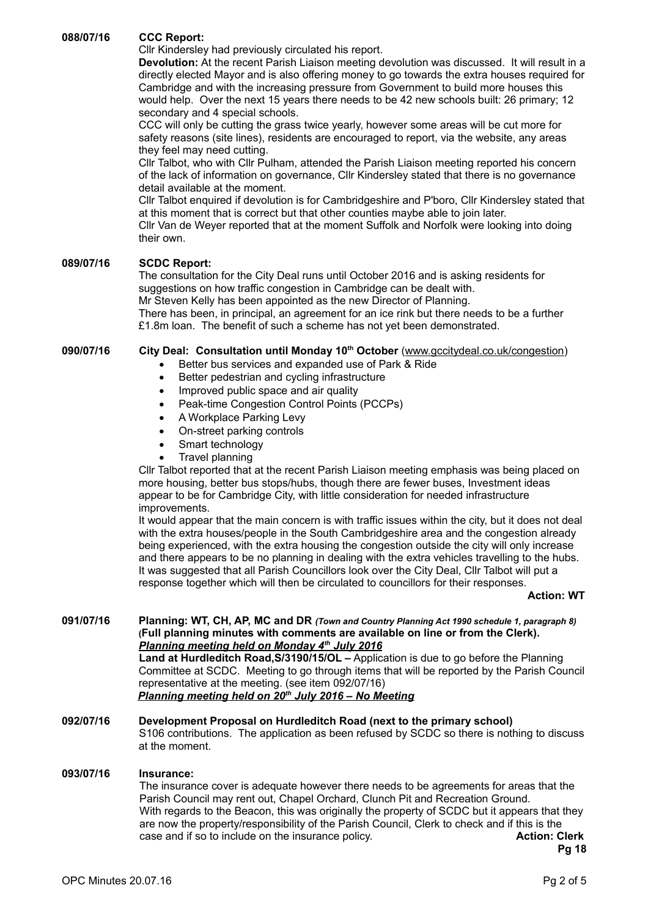**088/07/16 CCC Report:**

Cllr Kindersley had previously circulated his report.

**Devolution:** At the recent Parish Liaison meeting devolution was discussed. It will result in a directly elected Mayor and is also offering money to go towards the extra houses required for Cambridge and with the increasing pressure from Government to build more houses this would help. Over the next 15 years there needs to be 42 new schools built: 26 primary; 12 secondary and 4 special schools.

CCC will only be cutting the grass twice yearly, however some areas will be cut more for safety reasons (site lines), residents are encouraged to report, via the website, any areas they feel may need cutting.

Cllr Talbot, who with Cllr Pulham, attended the Parish Liaison meeting reported his concern of the lack of information on governance, Cllr Kindersley stated that there is no governance detail available at the moment.

Cllr Talbot enquired if devolution is for Cambridgeshire and P'boro, Cllr Kindersley stated that at this moment that is correct but that other counties maybe able to join later.

Cllr Van de Weyer reported that at the moment Suffolk and Norfolk were looking into doing their own.

**089/07/16 SCDC Report:**

The consultation for the City Deal runs until October 2016 and is asking residents for suggestions on how traffic congestion in Cambridge can be dealt with.

Mr Steven Kelly has been appointed as the new Director of Planning.

There has been, in principal, an agreement for an ice rink but there needs to be a further £1.8m loan. The benefit of such a scheme has not yet been demonstrated.

**090/07/16 City Deal: Consultation until Monday 10th October** (www.gccitydeal.co.uk/congestion)

- Better bus services and expanded use of Park & Ride
- Better pedestrian and cycling infrastructure
- Improved public space and air quality
- Peak-time Congestion Control Points (PCCPs)
- A Workplace Parking Levy
- On-street parking controls
- Smart technology
- Travel planning

Cllr Talbot reported that at the recent Parish Liaison meeting emphasis was being placed on more housing, better bus stops/hubs, though there are fewer buses, Investment ideas appear to be for Cambridge City, with little consideration for needed infrastructure improvements.

It would appear that the main concern is with traffic issues within the city, but it does not deal with the extra houses/people in the South Cambridgeshire area and the congestion already being experienced, with the extra housing the congestion outside the city will only increase and there appears to be no planning in dealing with the extra vehicles travelling to the hubs. It was suggested that all Parish Councillors look over the City Deal, Cllr Talbot will put a response together which will then be circulated to councillors for their responses.

**Action: WT**

**091/07/16 Planning: WT, CH, AP, MC and DR** *(Town and Country Planning Act 1990 schedule 1, paragraph 8)* **(Full planning minutes with comments are available on line or from the Clerk).**

***Planning meeting held on Monday 4th July 2016***

**Land at Hurdleditch Road,S/3190/15/OL –** Application is due to go before the Planning Committee at SCDC. Meeting to go through items that will be reported by the Parish Council representative at the meeting. (see item 092/07/16)

***Planning meeting held on 20th July 2016 – No Meeting***

**092/07/16 Development Proposal on Hurdleditch Road (next to the primary school)**

S106 contributions. The application as been refused by SCDC so there is nothing to discuss at the moment.

**093/07/16 Insurance:**

The insurance cover is adequate however there needs to be agreements for areas that the Parish Council may rent out, Chapel Orchard, Clunch Pit and Recreation Ground.

With regards to the Beacon, this was originally the property of SCDC but it appears that they are now the property/responsibility of the Parish Council, Clerk to check and if this is the case and if so to include on the insurance policy. **Action: Clerk**

**Pg 18**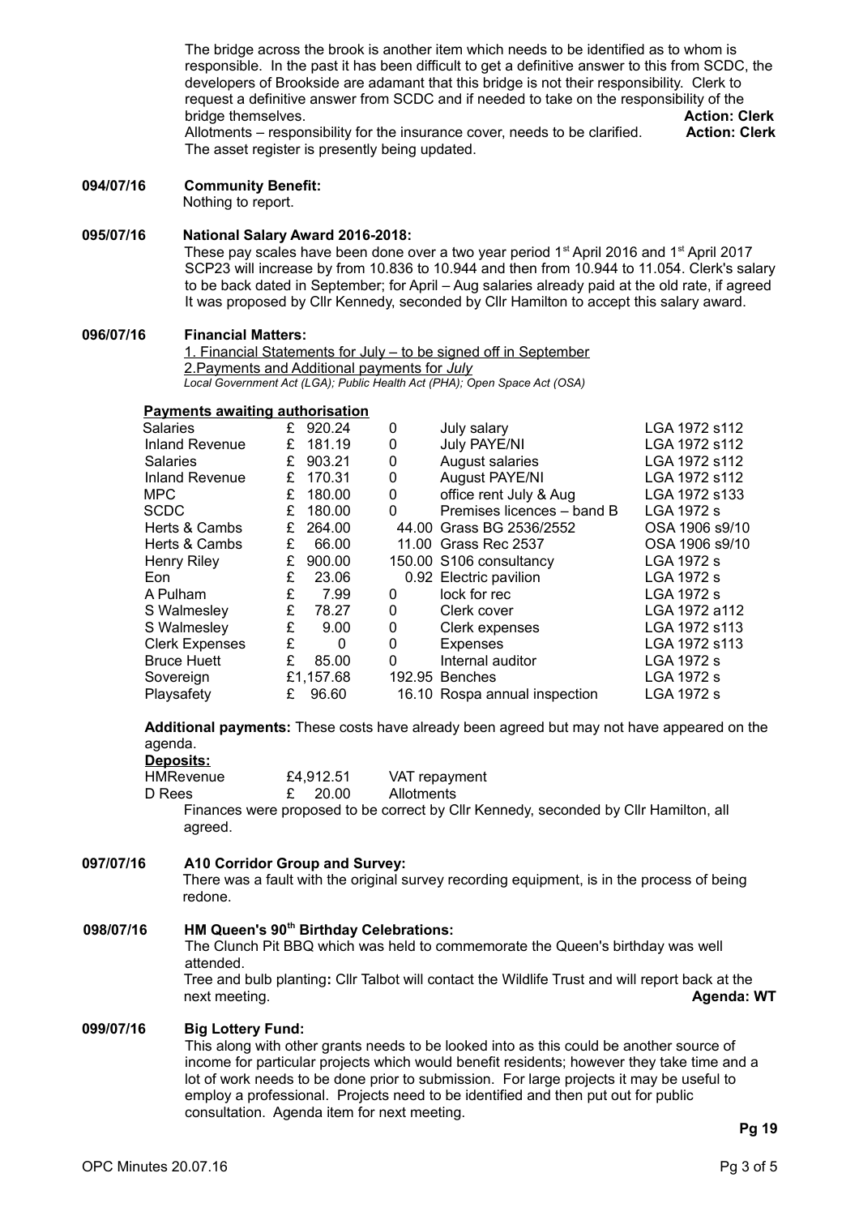The bridge across the brook is another item which needs to be identified as to whom is responsible. In the past it has been difficult to get a definitive answer to this from SCDC, the developers of Brookside are adamant that this bridge is not their responsibility. Clerk to request a definitive answer from SCDC and if needed to take on the responsibility of the bridge themselves. **Action: Clerk**

Allotments – responsibility for the insurance cover, needs to be clarified. **Action: Clerk**

The asset register is presently being updated.

**094/07/16 Community Benefit:**

Nothing to report.

**095/07/16 National Salary Award 2016-2018:**

These pay scales have been done over a two year period 1st April 2016 and 1st April 2017 SCP23 will increase by from 10.836 to 10.944 and then from 10.944 to 11.054. Clerk's salary to be back dated in September; for April – Aug salaries already paid at the old rate, if agreed It was proposed by Cllr Kennedy, seconded by Cllr Hamilton to accept this salary award.

**096/07/16 Financial Matters:**

1. Financial Statements for July – to be signed off in September
2. Payments and Additional payments for *July*

*Local Government Act (LGA); Public Health Act (PHA); Open Space Act (OSA)*

**Payments awaiting authorisation**

| | | | | |
|---|---|---|---|---|
| Salaries | £ 920.24 | 0 | July salary | LGA 1972 s112 |
| Inland Revenue | £ 181.19 | 0 | July PAYE/NI | LGA 1972 s112 |
| Salaries | £ 903.21 | 0 | August salaries | LGA 1972 s112 |
| Inland Revenue | £ 170.31 | 0 | August PAYE/NI | LGA 1972 s112 |
| MPC | £ 180.00 | 0 | office rent July & Aug | LGA 1972 s133 |
| SCDC | £ 180.00 | 0 | Premises licences – band B | LGA 1972 s |
| Herts & Cambs | £ 264.00 | 44.00 | Grass BG 2536/2552 | OSA 1906 s9/10 |
| Herts & Cambs | £ 66.00 | 11.00 | Grass Rec 2537 | OSA 1906 s9/10 |
| Henry Riley | £ 900.00 | 150.00 | S106 consultancy | LGA 1972 s |
| Eon | £ 23.06 | 0.92 | Electric pavilion | LGA 1972 s |
| A Pulham | £ 7.99 | 0 | lock for rec | LGA 1972 s |
| S Walmesley | £ 78.27 | 0 | Clerk cover | LGA 1972 a112 |
| S Walmesley | £ 9.00 | 0 | Clerk expenses | LGA 1972 s113 |
| Clerk Expenses | £ 0 | 0 | Expenses | LGA 1972 s113 |
| Bruce Huett | £ 85.00 | 0 | Internal auditor | LGA 1972 s |
| Sovereign | £1,157.68 | 192.95 | Benches | LGA 1972 s |
| Playsafety | £ 96.60 | 16.10 | Rospa annual inspection | LGA 1972 s |

**Additional payments:** These costs have already been agreed but may not have appeared on the agenda.

**Deposits:**

| | | |
|---|---|---|
| HMRevenue | £4,912.51 | VAT repayment |
| D Rees | £ 20.00 | Allotments |

Finances were proposed to be correct by Cllr Kennedy, seconded by Cllr Hamilton, all agreed.

**097/07/16 A10 Corridor Group and Survey:**

There was a fault with the original survey recording equipment, is in the process of being redone.

**098/07/16 HM Queen's 90th Birthday Celebrations:**

The Clunch Pit BBQ which was held to commemorate the Queen's birthday was well attended.

Tree and bulb planting**:** Cllr Talbot will contact the Wildlife Trust and will report back at the next meeting. **Agenda: WT**

**099/07/16 Big Lottery Fund:**

This along with other grants needs to be looked into as this could be another source of income for particular projects which would benefit residents; however they take time and a lot of work needs to be done prior to submission. For large projects it may be useful to employ a professional. Projects need to be identified and then put out for public consultation. Agenda item for next meeting.

**Pg 19**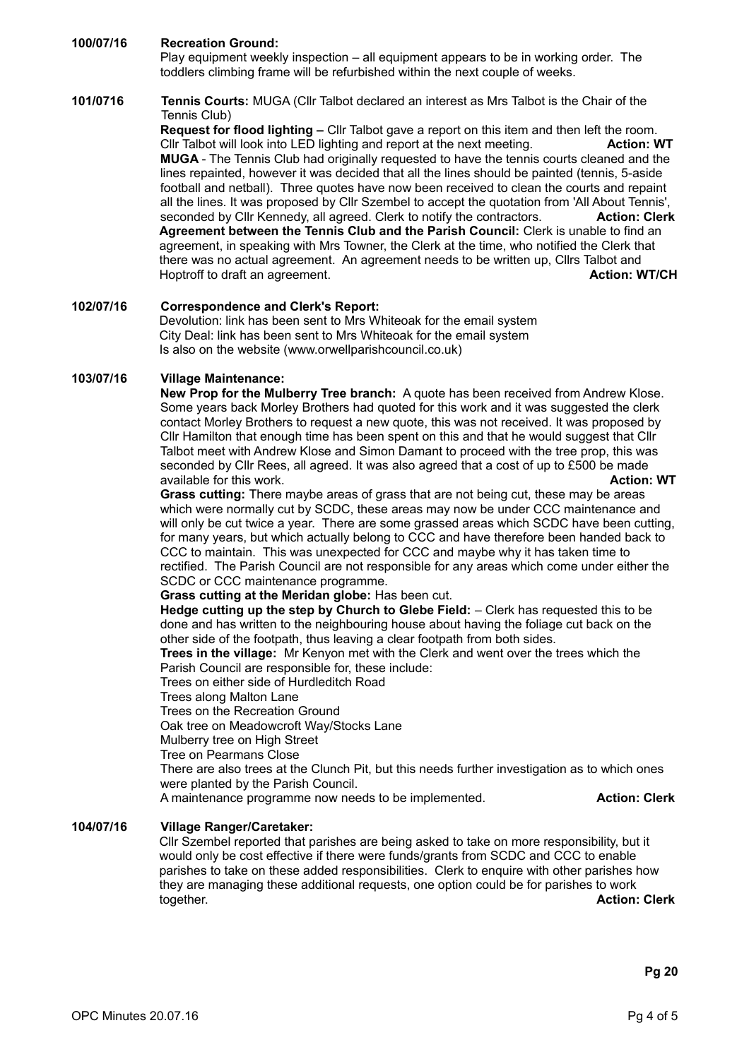**100/07/16 Recreation Ground:**

Play equipment weekly inspection – all equipment appears to be in working order. The toddlers climbing frame will be refurbished within the next couple of weeks.

**101/0716 Tennis Courts:** MUGA (Cllr Talbot declared an interest as Mrs Talbot is the Chair of the Tennis Club)

**Request for flood lighting –** Cllr Talbot gave a report on this item and then left the room. Cllr Talbot will look into LED lighting and report at the next meeting. **Action: WT**

**MUGA** - The Tennis Club had originally requested to have the tennis courts cleaned and the lines repainted, however it was decided that all the lines should be painted (tennis, 5-aside football and netball). Three quotes have now been received to clean the courts and repaint all the lines. It was proposed by Cllr Szembel to accept the quotation from 'All About Tennis', seconded by Cllr Kennedy, all agreed. Clerk to notify the contractors. **Action: Clerk**

**Agreement between the Tennis Club and the Parish Council:** Clerk is unable to find an agreement, in speaking with Mrs Towner, the Clerk at the time, who notified the Clerk that there was no actual agreement. An agreement needs to be written up, Cllrs Talbot and Hoptroff to draft an agreement. **Action: WT/CH**

**102/07/16 Correspondence and Clerk's Report:**

Devolution: link has been sent to Mrs Whiteoak for the email system
City Deal: link has been sent to Mrs Whiteoak for the email system
Is also on the website (www.orwellparishcouncil.co.uk)

**103/07/16 Village Maintenance:**

**New Prop for the Mulberry Tree branch:** A quote has been received from Andrew Klose. Some years back Morley Brothers had quoted for this work and it was suggested the clerk contact Morley Brothers to request a new quote, this was not received. It was proposed by Cllr Hamilton that enough time has been spent on this and that he would suggest that Cllr Talbot meet with Andrew Klose and Simon Damant to proceed with the tree prop, this was seconded by Cllr Rees, all agreed. It was also agreed that a cost of up to £500 be made available for this work. **Action: WT**

**Grass cutting:** There maybe areas of grass that are not being cut, these may be areas which were normally cut by SCDC, these areas may now be under CCC maintenance and will only be cut twice a year. There are some grassed areas which SCDC have been cutting, for many years, but which actually belong to CCC and have therefore been handed back to CCC to maintain. This was unexpected for CCC and maybe why it has taken time to rectified. The Parish Council are not responsible for any areas which come under either the SCDC or CCC maintenance programme.

**Grass cutting at the Meridan globe:** Has been cut.

**Hedge cutting up the step by Church to Glebe Field:** – Clerk has requested this to be done and has written to the neighbouring house about having the foliage cut back on the other side of the footpath, thus leaving a clear footpath from both sides.

**Trees in the village:** Mr Kenyon met with the Clerk and went over the trees which the Parish Council are responsible for, these include:

Trees on either side of Hurdleditch Road
Trees along Malton Lane
Trees on the Recreation Ground
Oak tree on Meadowcroft Way/Stocks Lane
Mulberry tree on High Street
Tree on Pearmans Close

There are also trees at the Clunch Pit, but this needs further investigation as to which ones were planted by the Parish Council.

A maintenance programme now needs to be implemented. **Action: Clerk**

**104/07/16 Village Ranger/Caretaker:**

Cllr Szembel reported that parishes are being asked to take on more responsibility, but it would only be cost effective if there were funds/grants from SCDC and CCC to enable parishes to take on these added responsibilities. Clerk to enquire with other parishes how they are managing these additional requests, one option could be for parishes to work together. **Action: Clerk**

**Pg 20**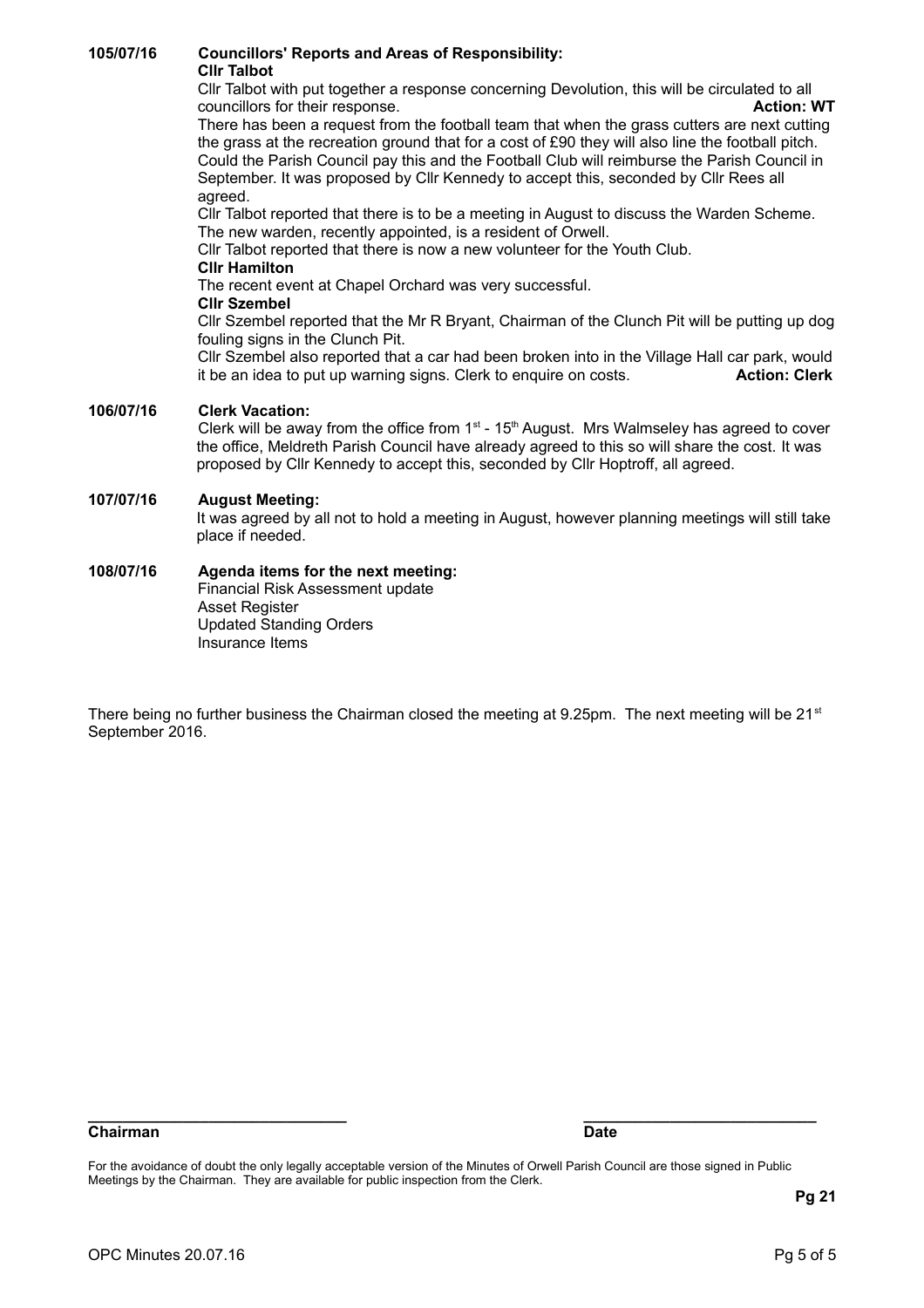**105/07/16 Councillors' Reports and Areas of Responsibility:**

**Cllr Talbot**

Cllr Talbot with put together a response concerning Devolution, this will be circulated to all councillors for their response. **Action: WT**

There has been a request from the football team that when the grass cutters are next cutting the grass at the recreation ground that for a cost of £90 they will also line the football pitch. Could the Parish Council pay this and the Football Club will reimburse the Parish Council in September. It was proposed by Cllr Kennedy to accept this, seconded by Cllr Rees all agreed.

Cllr Talbot reported that there is to be a meeting in August to discuss the Warden Scheme. The new warden, recently appointed, is a resident of Orwell.

Cllr Talbot reported that there is now a new volunteer for the Youth Club.

**Cllr Hamilton**

The recent event at Chapel Orchard was very successful.

**Cllr Szembel**

Cllr Szembel reported that the Mr R Bryant, Chairman of the Clunch Pit will be putting up dog fouling signs in the Clunch Pit.

Cllr Szembel also reported that a car had been broken into in the Village Hall car park, would it be an idea to put up warning signs. Clerk to enquire on costs. **Action: Clerk**

**106/07/16 Clerk Vacation:**

Clerk will be away from the office from 1st - 15th August. Mrs Walmseley has agreed to cover the office, Meldreth Parish Council have already agreed to this so will share the cost. It was proposed by Cllr Kennedy to accept this, seconded by Cllr Hoptroff, all agreed.

**107/07/16 August Meeting:**

It was agreed by all not to hold a meeting in August, however planning meetings will still take place if needed.

**108/07/16 Agenda items for the next meeting:**

Financial Risk Assessment update
Asset Register
Updated Standing Orders
Insurance Items

There being no further business the Chairman closed the meeting at 9.25pm. The next meeting will be 21st September 2016.

\_\_\_\_\_\_\_\_\_\_\_\_\_\_\_\_\_\_\_\_\_\_\_\_\_\_\_\_\_\_ \_\_\_\_\_\_\_\_\_\_\_\_\_\_\_\_\_\_\_\_\_\_\_\_\_\_\_\_

**Chairman** **Date**

For the avoidance of doubt the only legally acceptable version of the Minutes of Orwell Parish Council are those signed in Public Meetings by the Chairman. They are available for public inspection from the Clerk.